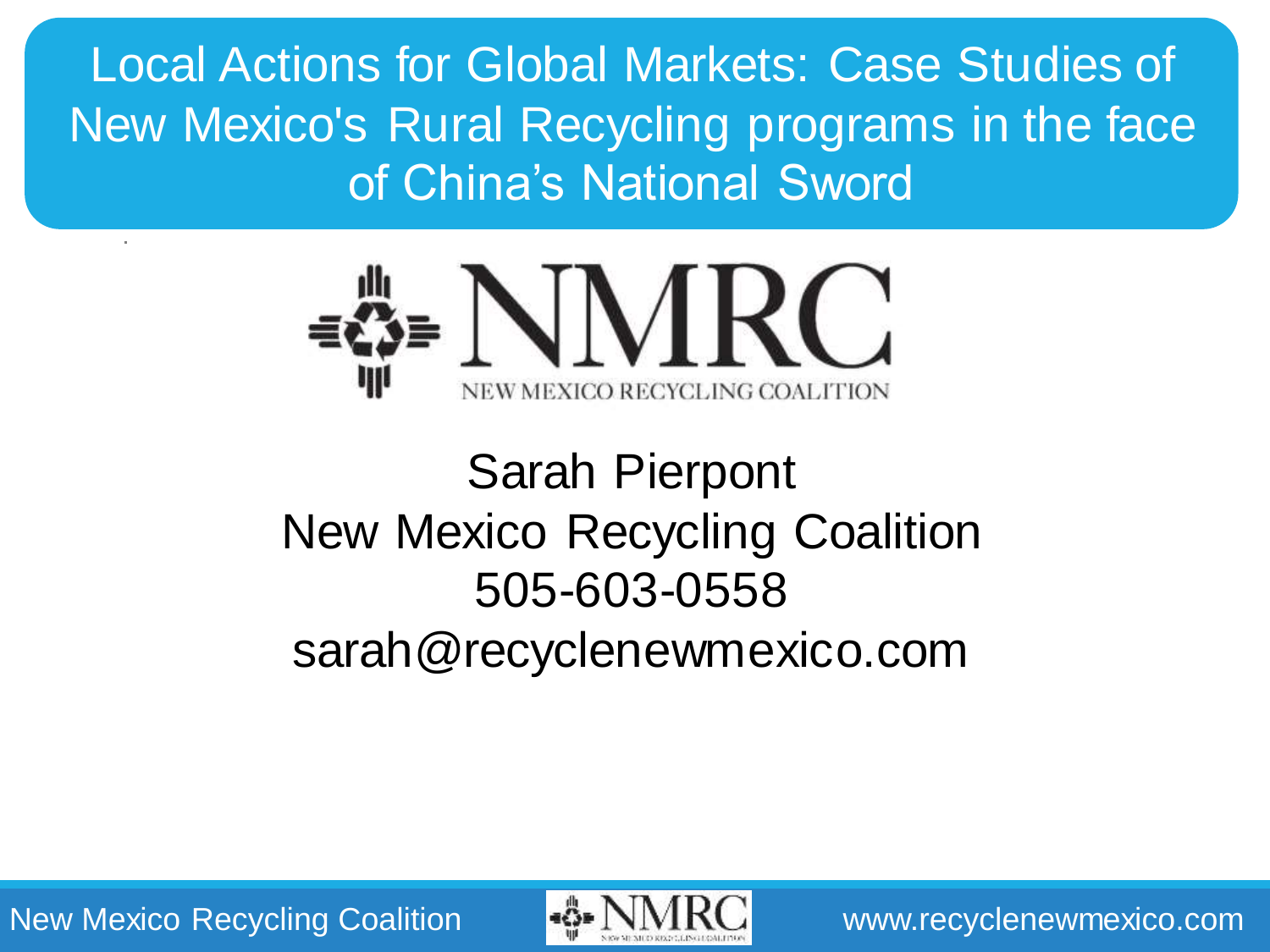# Local Actions for Global Markets: Case Studies of New Mexico's Rural Recycling programs in the face of China's National Sword

NMRC

NEW MEXICO RECYCLING COALITION

Sarah Pierpont
New Mexico Recycling Coalition
505-603-0558
sarah@recyclenewmexico.com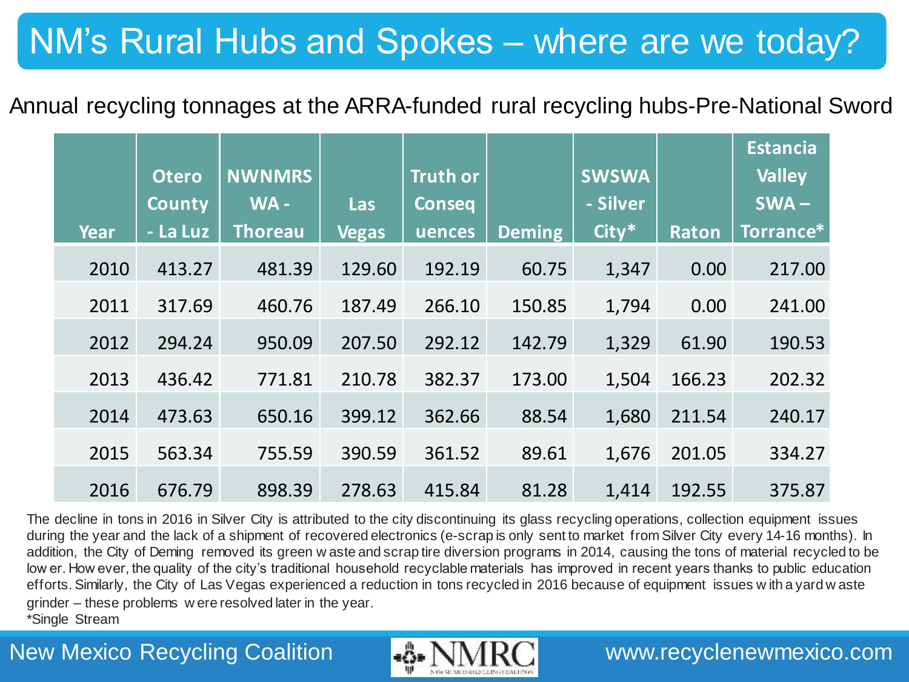# NM's Rural Hubs and Spokes – where are we today?

Annual recycling tonnages at the ARRA-funded rural recycling hubs-Pre-National Sword

| Year | Otero County - La Luz | NWNMRS WA - Thoreau | Las Vegas | Truth or Consequences | Deming | SWSWA - Silver City* | Raton | Estancia Valley SWA – Torrance* |
|---|---|---|---|---|---|---|---|---|
| 2010 | 413.27 | 481.39 | 129.60 | 192.19 | 60.75 | 1,347 | 0.00 | 217.00 |
| 2011 | 317.69 | 460.76 | 187.49 | 266.10 | 150.85 | 1,794 | 0.00 | 241.00 |
| 2012 | 294.24 | 950.09 | 207.50 | 292.12 | 142.79 | 1,329 | 61.90 | 190.53 |
| 2013 | 436.42 | 771.81 | 210.78 | 382.37 | 173.00 | 1,504 | 166.23 | 202.32 |
| 2014 | 473.63 | 650.16 | 399.12 | 362.66 | 88.54 | 1,680 | 211.54 | 240.17 |
| 2015 | 563.34 | 755.59 | 390.59 | 361.52 | 89.61 | 1,676 | 201.05 | 334.27 |
| 2016 | 676.79 | 898.39 | 278.63 | 415.84 | 81.28 | 1,414 | 192.55 | 375.87 |

The decline in tons in 2016 in Silver City is attributed to the city discontinuing its glass recycling operations, collection equipment issues during the year and the lack of a shipment of recovered electronics (e-scrap is only sent to market from Silver City every 14-16 months). In addition, the City of Deming removed its green waste and scrap tire diversion programs in 2014, causing the tons of material recycled to be lower. However, the quality of the city's traditional household recyclable materials has improved in recent years thanks to public education efforts. Similarly, the City of Las Vegas experienced a reduction in tons recycled in 2016 because of equipment issues with a yard waste grinder – these problems were resolved later in the year.

*Single Stream

New Mexico Recycling Coalition — NMRC — www.recyclenewmexico.com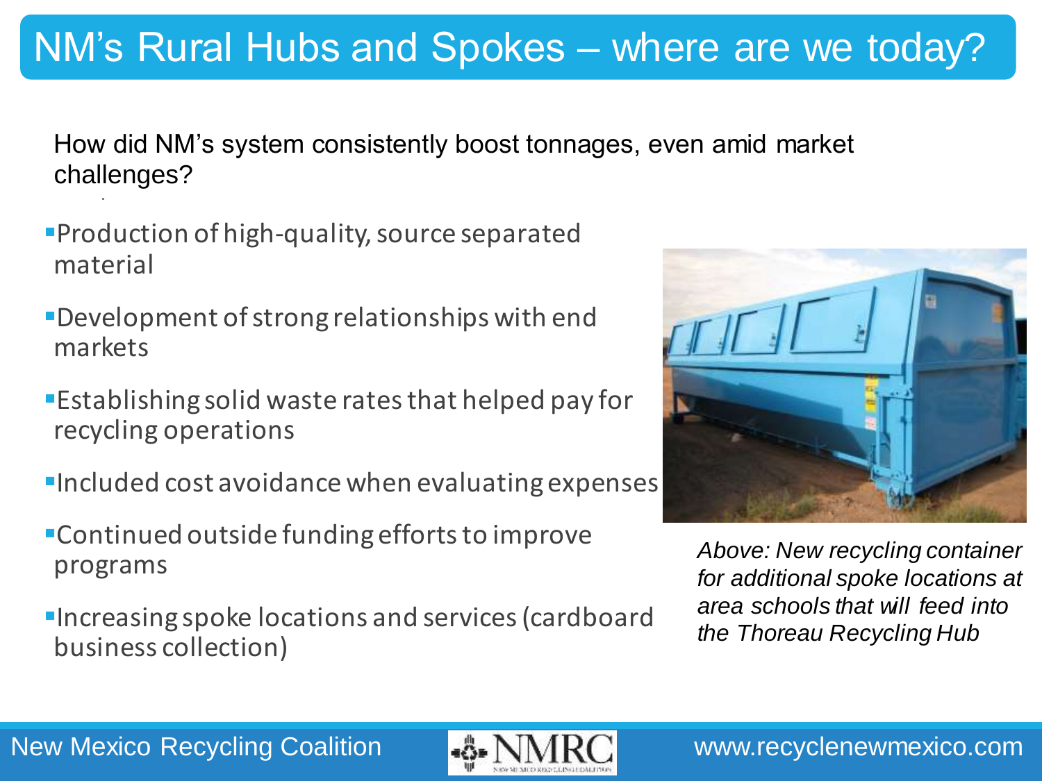# NM's Rural Hubs and Spokes – where are we today?

How did NM's system consistently boost tonnages, even amid market challenges?

- Production of high-quality, source separated material
- Development of strong relationships with end markets
- Establishing solid waste rates that helped pay for recycling operations
- Included cost avoidance when evaluating expenses
- Continued outside funding efforts to improve programs
- Increasing spoke locations and services (cardboard business collection)

*Above: New recycling container for additional spoke locations at area schools that will feed into the Thoreau Recycling Hub*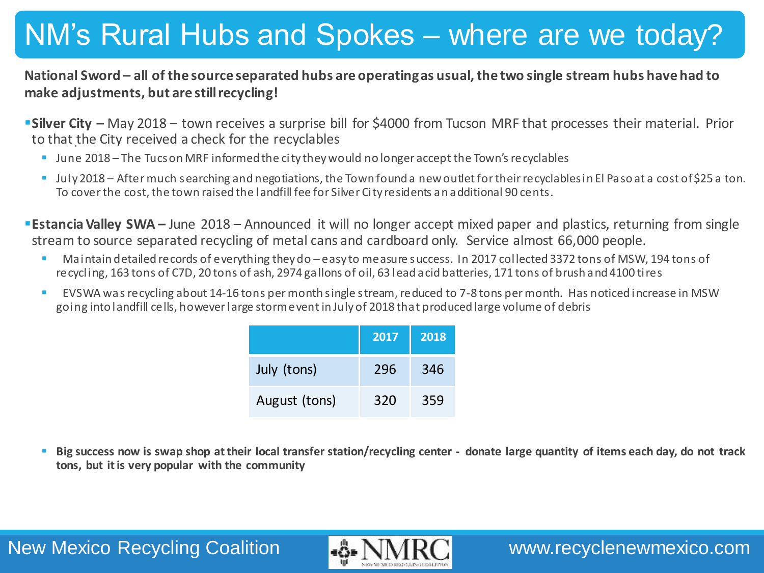# NM's Rural Hubs and Spokes – where are we today?

**National Sword – all of the source separated hubs are operating as usual, the two single stream hubs have had to make adjustments, but are still recycling!**

- **Silver City –** May 2018 – town receives a surprise bill for $4000 from Tucson MRF that processes their material. Prior to that the City received a check for the recyclables
  - June 2018 – The Tucson MRF informed the city they would no longer accept the Town's recyclables
  - July 2018 – After much searching and negotiations, the Town found a new outlet for their recyclables in El Paso at a cost of $25 a ton. To cover the cost, the town raised the landfill fee for Silver City residents an additional 90 cents.

- **Estancia Valley SWA –** June 2018 – Announced it will no longer accept mixed paper and plastics, returning from single stream to source separated recycling of metal cans and cardboard only. Service almost 66,000 people.
  - Maintain detailed records of everything they do – easy to measure success. In 2017 collected 3372 tons of MSW, 194 tons of recycling, 163 tons of C7D, 20 tons of ash, 2974 gallons of oil, 63 lead acid batteries, 171 tons of brush and 4100 tires
  - EVSWA was recycling about 14-16 tons per month single stream, reduced to 7-8 tons per month. Has noticed increase in MSW going into landfill cells, however large storm event in July of 2018 that produced large volume of debris

| | 2017 | 2018 |
|---|---|---|
| July (tons) | 296 | 346 |
| August (tons) | 320 | 359 |

  - **Big success now is swap shop at their local transfer station/recycling center - donate large quantity of items each day, do not track tons, but it is very popular with the community**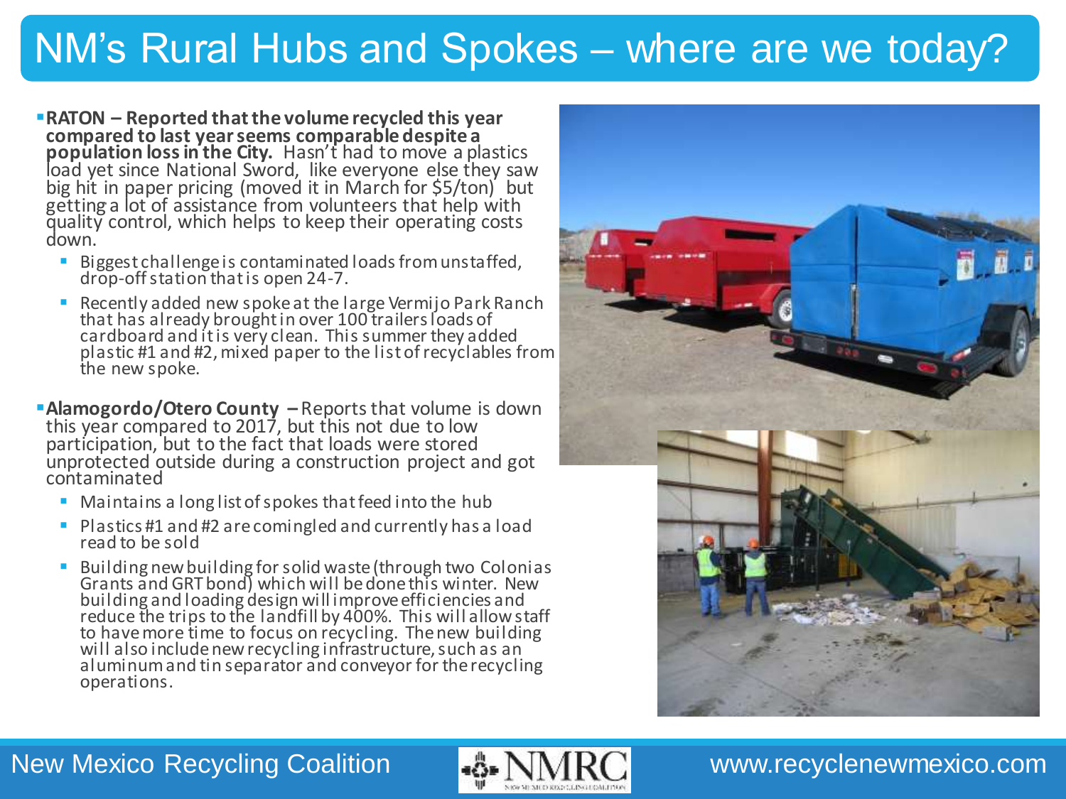# NM's Rural Hubs and Spokes – where are we today?

- **RATON – Reported that the volume recycled this year compared to last year seems comparable despite a population loss in the City.** Hasn't had to move a plastics load yet since National Sword, like everyone else they saw big hit in paper pricing (moved it in March for $5/ton) but getting a lot of assistance from volunteers that help with quality control, which helps to keep their operating costs down.
  - Biggest challenge is contaminated loads from unstaffed, drop-off station that is open 24-7.
  - Recently added new spoke at the large Vermijo Park Ranch that has already brought in over 100 trailers loads of cardboard and it is very clean. This summer they added plastic #1 and #2, mixed paper to the list of recyclables from the new spoke.

- **Alamogordo/Otero County** – Reports that volume is down this year compared to 2017, but this not due to low participation, but to the fact that loads were stored unprotected outside during a construction project and got contaminated
  - Maintains a long list of spokes that feed into the hub
  - Plastics #1 and #2 are comingled and currently has a load read to be sold
  - Building new building for solid waste (through two Colonias Grants and GRT bond) which will be done this winter. New building and loading design will improve efficiencies and reduce the trips to the landfill by 400%. This will allow staff to have more time to focus on recycling. The new building will also include new recycling infrastructure, such as an aluminum and tin separator and conveyor for the recycling operations.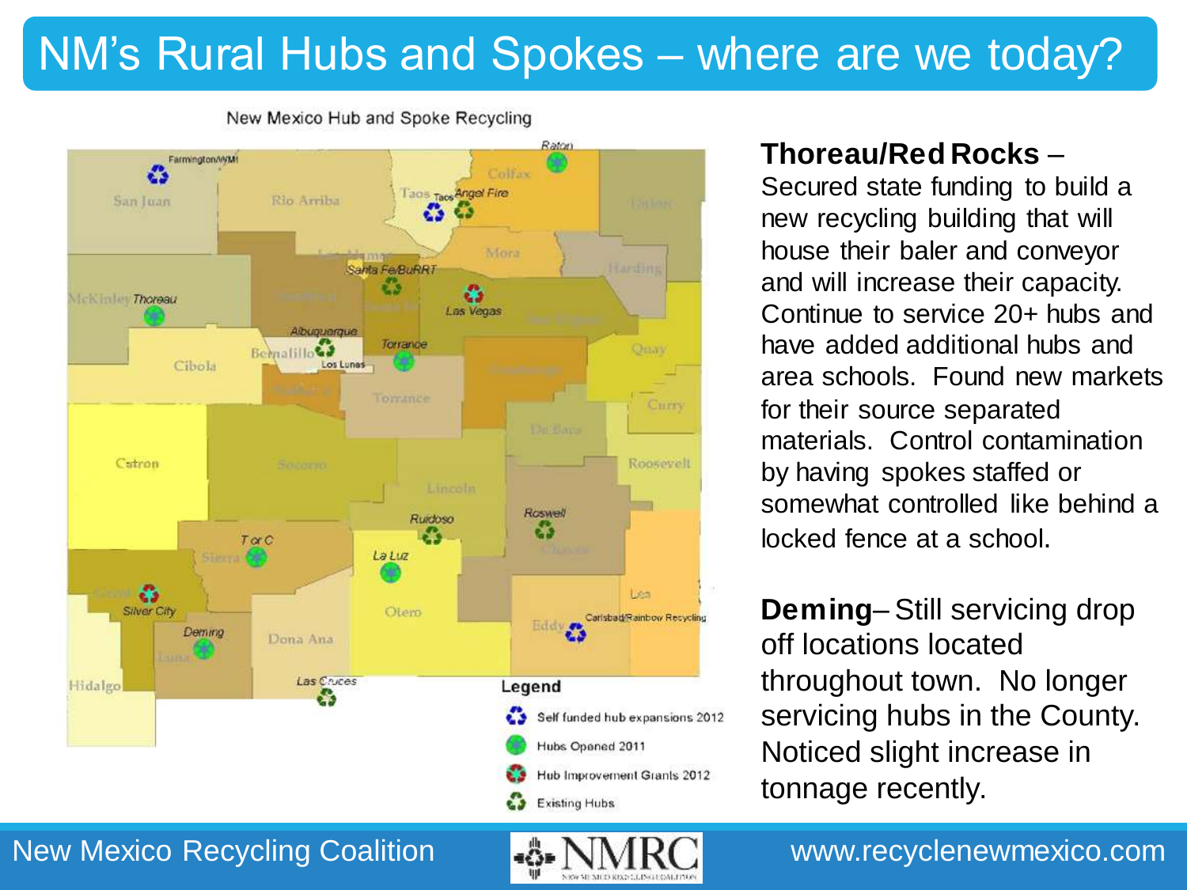# NM's Rural Hubs and Spokes – where are we today?

New Mexico Hub and Spoke Recycling

Farmington/WMI
San Juan
Rio Arriba
Taos
Taos
Angel Fire
Colfax
Raton
Union
Mora
Harding
Los Alamos
Santa Fe/BuRRT
Las Vegas
McKinley
Thoreau
Sandoval
Santa Fe
San Miguel
Quay
Albuquerque
Bernalillo
Los Lunas
Torrance
Cibola
Valencia
Torrance
Guadalupe
Curry
De Baca
Catron
Socorro
Roosevelt
Lincoln
Ruidoso
Roswell
Chaves
T or C
Sierra
La Luz
Grant
Silver City
Otero
Lea
Deming
Eddy
Carlsbad/Rainbow Recycling
Luna
Dona Ana
Hidalgo
Las Cruces

Legend

- Self funded hub expansions 2012
- Hubs Opened 2011
- Hub Improvement Grants 2012
- Existing Hubs

**Thoreau/Red Rocks** – Secured state funding to build a new recycling building that will house their baler and conveyor and will increase their capacity. Continue to service 20+ hubs and have added additional hubs and area schools. Found new markets for their source separated materials. Control contamination by having spokes staffed or somewhat controlled like behind a locked fence at a school.

**Deming**– Still servicing drop off locations located throughout town. No longer servicing hubs in the County. Noticed slight increase in tonnage recently.

New Mexico Recycling Coalition

NMRC

www.recyclenewmexico.com